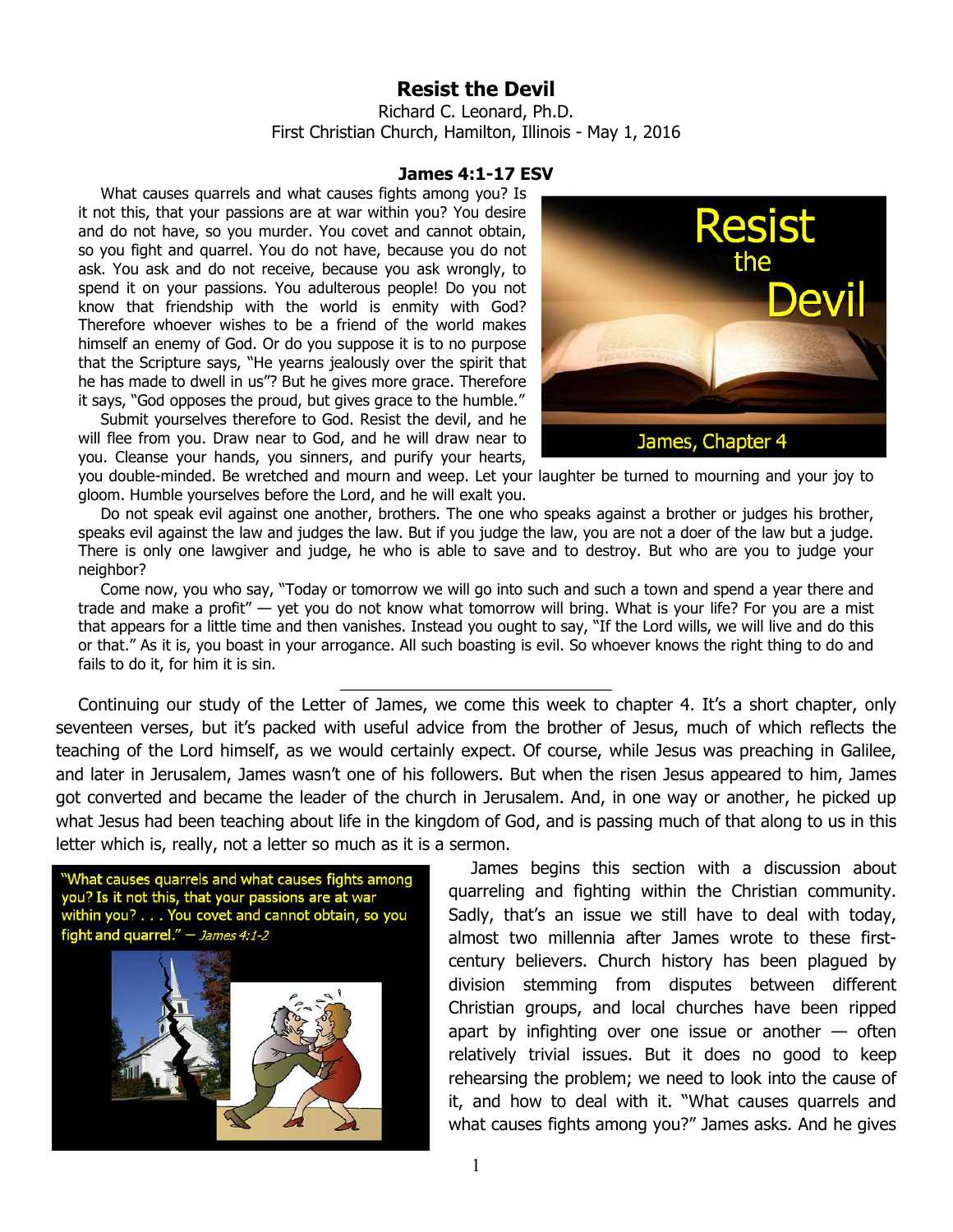# Resist the Devil

Richard C. Leonard, Ph.D.
First Christian Church, Hamilton, Illinois - May 1, 2016

**James 4:1-17 ESV**

What causes quarrels and what causes fights among you? Is it not this, that your passions are at war within you? You desire and do not have, so you murder. You covet and cannot obtain, so you fight and quarrel. You do not have, because you do not ask. You ask and do not receive, because you ask wrongly, to spend it on your passions. You adulterous people! Do you not know that friendship with the world is enmity with God? Therefore whoever wishes to be a friend of the world makes himself an enemy of God. Or do you suppose it is to no purpose that the Scripture says, "He yearns jealously over the spirit that he has made to dwell in us"? But he gives more grace. Therefore it says, "God opposes the proud, but gives grace to the humble."

Submit yourselves therefore to God. Resist the devil, and he will flee from you. Draw near to God, and he will draw near to you. Cleanse your hands, you sinners, and purify your hearts, you double-minded. Be wretched and mourn and weep. Let your laughter be turned to mourning and your joy to gloom. Humble yourselves before the Lord, and he will exalt you.

Do not speak evil against one another, brothers. The one who speaks against a brother or judges his brother, speaks evil against the law and judges the law. But if you judge the law, you are not a doer of the law but a judge. There is only one lawgiver and judge, he who is able to save and to destroy. But who are you to judge your neighbor?

Come now, you who say, "Today or tomorrow we will go into such and such a town and spend a year there and trade and make a profit" — yet you do not know what tomorrow will bring. What is your life? For you are a mist that appears for a little time and then vanishes. Instead you ought to say, "If the Lord wills, we will live and do this or that." As it is, you boast in your arrogance. All such boasting is evil. So whoever knows the right thing to do and fails to do it, for him it is sin.

---

Continuing our study of the Letter of James, we come this week to chapter 4. It's a short chapter, only seventeen verses, but it's packed with useful advice from the brother of Jesus, much of which reflects the teaching of the Lord himself, as we would certainly expect. Of course, while Jesus was preaching in Galilee, and later in Jerusalem, James wasn't one of his followers. But when the risen Jesus appeared to him, James got converted and became the leader of the church in Jerusalem. And, in one way or another, he picked up what Jesus had been teaching about life in the kingdom of God, and is passing much of that along to us in this letter which is, really, not a letter so much as it is a sermon.

"What causes quarrels and what causes fights among you? Is it not this, that your passions are at war within you? . . . You covet and cannot obtain, so you fight and quarrel." — *James 4:1-2*

James begins this section with a discussion about quarreling and fighting within the Christian community. Sadly, that's an issue we still have to deal with today, almost two millennia after James wrote to these first-century believers. Church history has been plagued by division stemming from disputes between different Christian groups, and local churches have been ripped apart by infighting over one issue or another — often relatively trivial issues. But it does no good to keep rehearsing the problem; we need to look into the cause of it, and how to deal with it. "What causes quarrels and what causes fights among you?" James asks. And he gives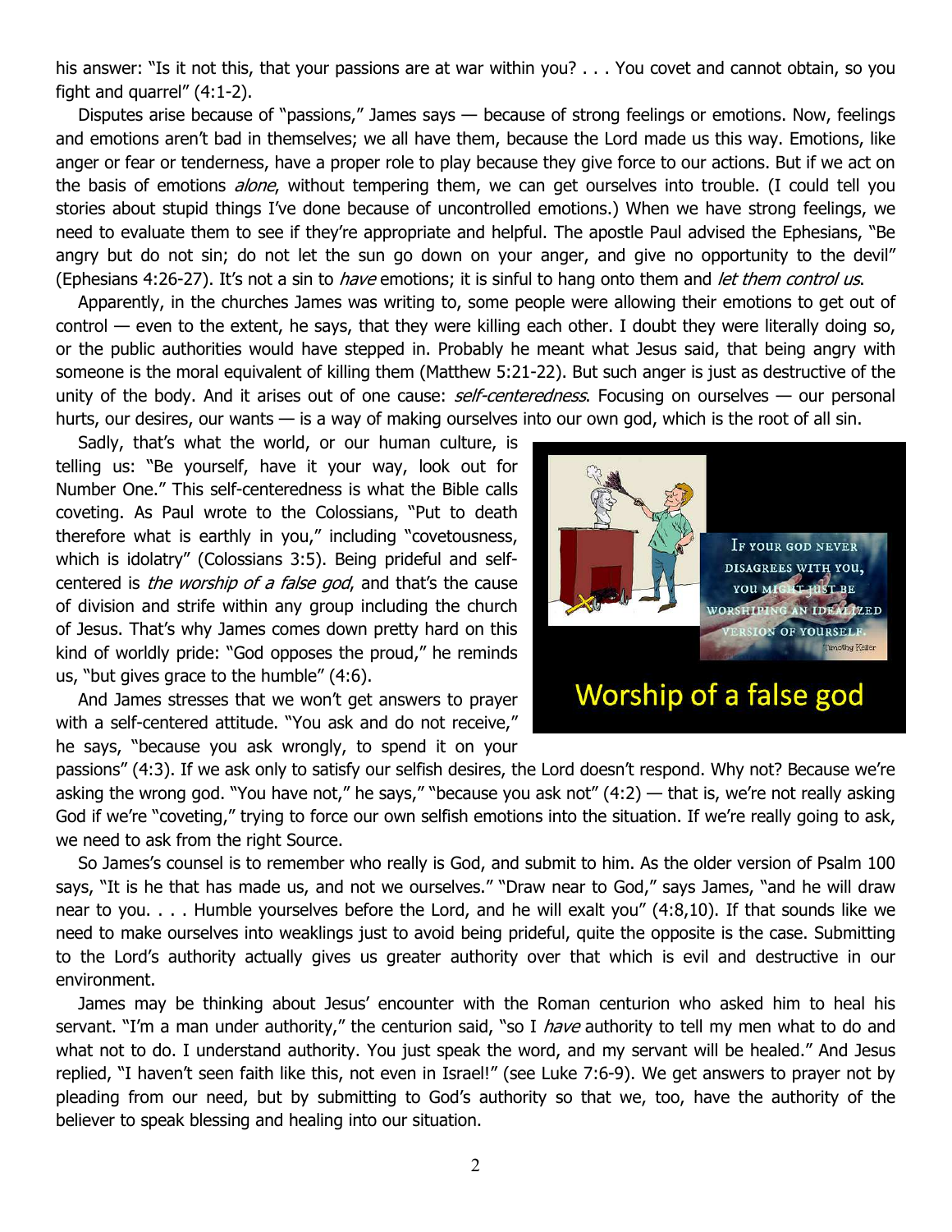his answer: "Is it not this, that your passions are at war within you? . . . You covet and cannot obtain, so you fight and quarrel" (4:1-2).

Disputes arise because of "passions," James says — because of strong feelings or emotions. Now, feelings and emotions aren't bad in themselves; we all have them, because the Lord made us this way. Emotions, like anger or fear or tenderness, have a proper role to play because they give force to our actions. But if we act on the basis of emotions *alone*, without tempering them, we can get ourselves into trouble. (I could tell you stories about stupid things I've done because of uncontrolled emotions.) When we have strong feelings, we need to evaluate them to see if they're appropriate and helpful. The apostle Paul advised the Ephesians, "Be angry but do not sin; do not let the sun go down on your anger, and give no opportunity to the devil" (Ephesians 4:26-27). It's not a sin to *have* emotions; it is sinful to hang onto them and *let them control us*.

Apparently, in the churches James was writing to, some people were allowing their emotions to get out of control — even to the extent, he says, that they were killing each other. I doubt they were literally doing so, or the public authorities would have stepped in. Probably he meant what Jesus said, that being angry with someone is the moral equivalent of killing them (Matthew 5:21-22). But such anger is just as destructive of the unity of the body. And it arises out of one cause: *self-centeredness*. Focusing on ourselves — our personal hurts, our desires, our wants — is a way of making ourselves into our own god, which is the root of all sin.

Sadly, that's what the world, or our human culture, is telling us: "Be yourself, have it your way, look out for Number One." This self-centeredness is what the Bible calls coveting. As Paul wrote to the Colossians, "Put to death therefore what is earthly in you," including "covetousness, which is idolatry" (Colossians 3:5). Being prideful and self-centered is *the worship of a false god*, and that's the cause of division and strife within any group including the church of Jesus. That's why James comes down pretty hard on this kind of worldly pride: "God opposes the proud," he reminds us, "but gives grace to the humble" (4:6).

IF YOUR GOD NEVER DISAGREES WITH YOU, YOU MIGHT JUST BE WORSHIPING AN IDEALIZED VERSION OF YOURSELF. Timothy Keller

Worship of a false god

And James stresses that we won't get answers to prayer with a self-centered attitude. "You ask and do not receive," he says, "because you ask wrongly, to spend it on your passions" (4:3). If we ask only to satisfy our selfish desires, the Lord doesn't respond. Why not? Because we're asking the wrong god. "You have not," he says," "because you ask not" (4:2) — that is, we're not really asking God if we're "coveting," trying to force our own selfish emotions into the situation. If we're really going to ask, we need to ask from the right Source.

So James's counsel is to remember who really is God, and submit to him. As the older version of Psalm 100 says, "It is he that has made us, and not we ourselves." "Draw near to God," says James, "and he will draw near to you. . . . Humble yourselves before the Lord, and he will exalt you" (4:8,10). If that sounds like we need to make ourselves into weaklings just to avoid being prideful, quite the opposite is the case. Submitting to the Lord's authority actually gives us greater authority over that which is evil and destructive in our environment.

James may be thinking about Jesus' encounter with the Roman centurion who asked him to heal his servant. "I'm a man under authority," the centurion said, "so I *have* authority to tell my men what to do and what not to do. I understand authority. You just speak the word, and my servant will be healed." And Jesus replied, "I haven't seen faith like this, not even in Israel!" (see Luke 7:6-9). We get answers to prayer not by pleading from our need, but by submitting to God's authority so that we, too, have the authority of the believer to speak blessing and healing into our situation.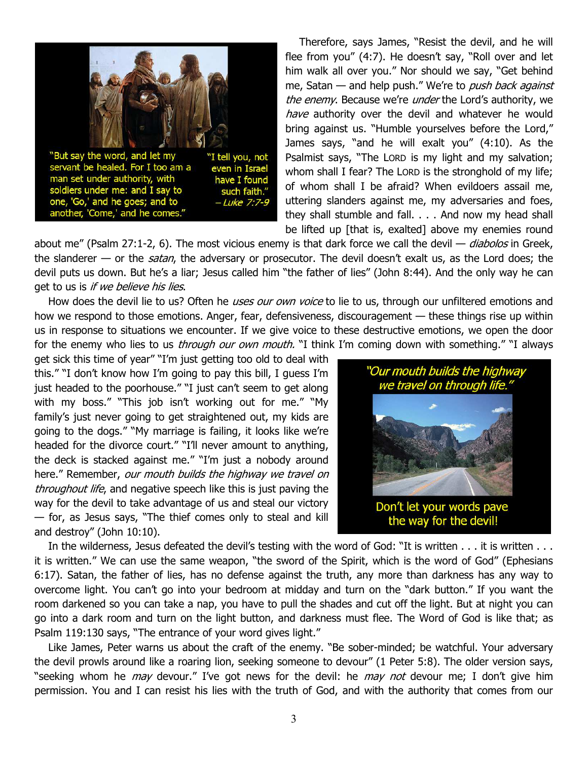"But say the word, and let my servant be healed. For I too am a man set under authority, with soldiers under me: and I say to one, 'Go,' and he goes; and to another, 'Come,' and he comes."

"I tell you, not even in Israel have I found such faith." *– Luke 7:7-9*

Therefore, says James, "Resist the devil, and he will flee from you" (4:7). He doesn't say, "Roll over and let him walk all over you." Nor should we say, "Get behind me, Satan — and help push." We're to *push back against the enemy*. Because we're *under* the Lord's authority, we *have* authority over the devil and whatever he would bring against us. "Humble yourselves before the Lord," James says, "and he will exalt you" (4:10). As the Psalmist says, "The LORD is my light and my salvation; whom shall I fear? The LORD is the stronghold of my life; of whom shall I be afraid? When evildoers assail me, uttering slanders against me, my adversaries and foes, they shall stumble and fall. . . . And now my head shall be lifted up [that is, exalted] above my enemies round about me" (Psalm 27:1-2, 6). The most vicious enemy is that dark force we call the devil — *diabolos* in Greek, the slanderer — or the *satan*, the adversary or prosecutor. The devil doesn't exalt us, as the Lord does; the devil puts us down. But he's a liar; Jesus called him "the father of lies" (John 8:44). And the only way he can get to us is *if we believe his lies*.

How does the devil lie to us? Often he *uses our own voice* to lie to us, through our unfiltered emotions and how we respond to those emotions. Anger, fear, defensiveness, discouragement — these things rise up within us in response to situations we encounter. If we give voice to these destructive emotions, we open the door for the enemy who lies to us *through our own mouth.* "I think I'm coming down with something." "I always get sick this time of year" "I'm just getting too old to deal with this." "I don't know how I'm going to pay this bill, I guess I'm just headed to the poorhouse." "I just can't seem to get along with my boss." "This job isn't working out for me." "My family's just never going to get straightened out, my kids are going to the dogs." "My marriage is failing, it looks like we're headed for the divorce court." "I'll never amount to anything, the deck is stacked against me." "I'm just a nobody around here." Remember, *our mouth builds the highway we travel on throughout life*, and negative speech like this is just paving the way for the devil to take advantage of us and steal our victory — for, as Jesus says, "The thief comes only to steal and kill and destroy" (John 10:10).

*"Our mouth builds the highway we travel on through life."*

Don't let your words pave the way for the devil!

In the wilderness, Jesus defeated the devil's testing with the word of God: "It is written . . . it is written . . . it is written." We can use the same weapon, "the sword of the Spirit, which is the word of God" (Ephesians 6:17). Satan, the father of lies, has no defense against the truth, any more than darkness has any way to overcome light. You can't go into your bedroom at midday and turn on the "dark button." If you want the room darkened so you can take a nap, you have to pull the shades and cut off the light. But at night you can go into a dark room and turn on the light button, and darkness must flee. The Word of God is like that; as Psalm 119:130 says, "The entrance of your word gives light."

Like James, Peter warns us about the craft of the enemy. "Be sober-minded; be watchful. Your adversary the devil prowls around like a roaring lion, seeking someone to devour" (1 Peter 5:8). The older version says, "seeking whom he *may* devour." I've got news for the devil: he *may not* devour me; I don't give him permission. You and I can resist his lies with the truth of God, and with the authority that comes from our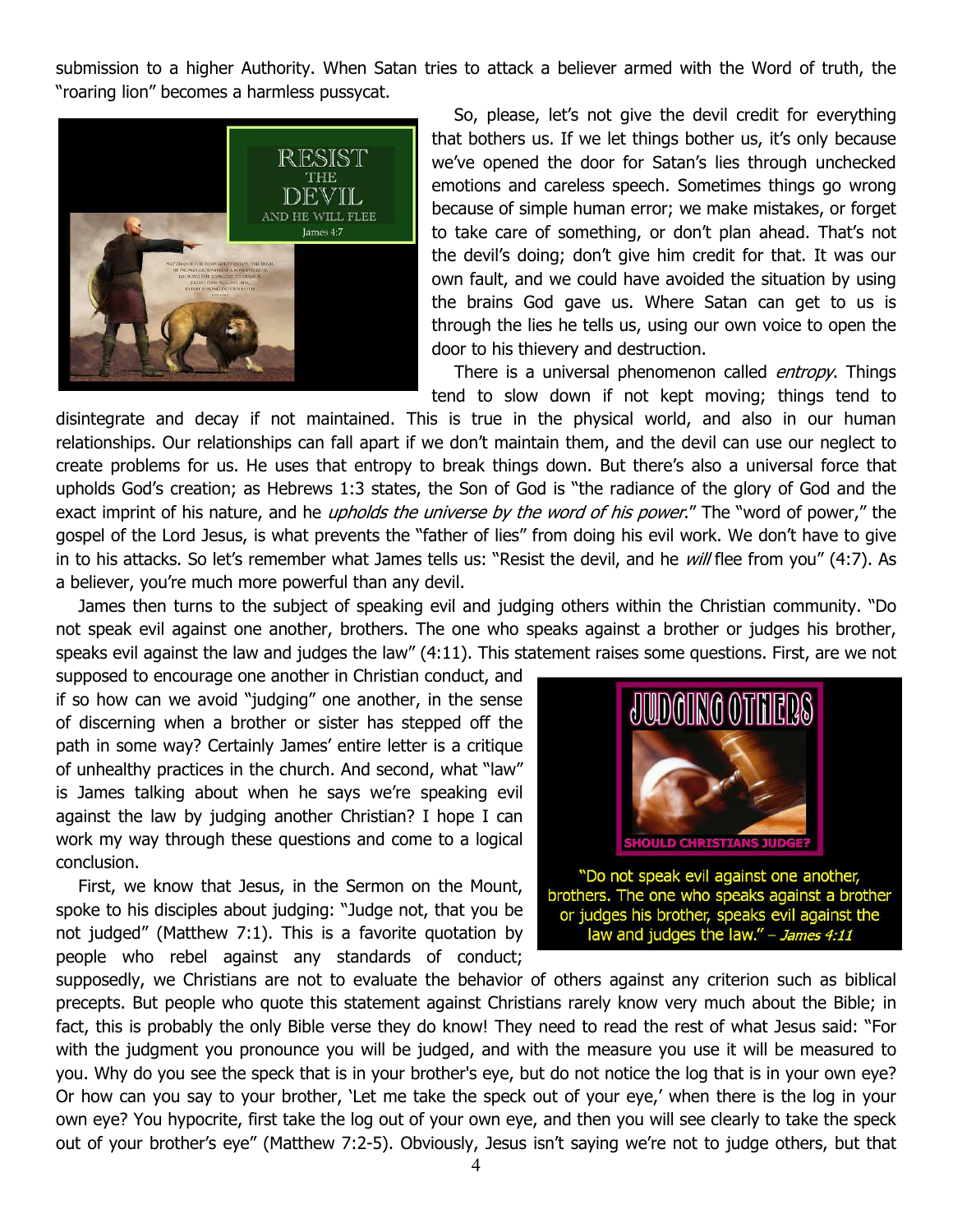submission to a higher Authority. When Satan tries to attack a believer armed with the Word of truth, the "roaring lion" becomes a harmless pussycat.

So, please, let's not give the devil credit for everything that bothers us. If we let things bother us, it's only because we've opened the door for Satan's lies through unchecked emotions and careless speech. Sometimes things go wrong because of simple human error; we make mistakes, or forget to take care of something, or don't plan ahead. That's not the devil's doing; don't give him credit for that. It was our own fault, and we could have avoided the situation by using the brains God gave us. Where Satan can get to us is through the lies he tells us, using our own voice to open the door to his thievery and destruction.

There is a universal phenomenon called *entropy*. Things tend to slow down if not kept moving; things tend to disintegrate and decay if not maintained. This is true in the physical world, and also in our human relationships. Our relationships can fall apart if we don't maintain them, and the devil can use our neglect to create problems for us. He uses that entropy to break things down. But there's also a universal force that upholds God's creation; as Hebrews 1:3 states, the Son of God is "the radiance of the glory of God and the exact imprint of his nature, and he *upholds the universe by the word of his power*." The "word of power," the gospel of the Lord Jesus, is what prevents the "father of lies" from doing his evil work. We don't have to give in to his attacks. So let's remember what James tells us: "Resist the devil, and he *will* flee from you" (4:7). As a believer, you're much more powerful than any devil.

James then turns to the subject of speaking evil and judging others within the Christian community. "Do not speak evil against one another, brothers. The one who speaks against a brother or judges his brother, speaks evil against the law and judges the law" (4:11). This statement raises some questions. First, are we not supposed to encourage one another in Christian conduct, and if so how can we avoid "judging" one another, in the sense of discerning when a brother or sister has stepped off the path in some way? Certainly James' entire letter is a critique of unhealthy practices in the church. And second, what "law" is James talking about when he says we're speaking evil against the law by judging another Christian? I hope I can work my way through these questions and come to a logical conclusion.

"Do not speak evil against one another, brothers. The one who speaks against a brother or judges his brother, speaks evil against the law and judges the law." – *James 4:11*

First, we know that Jesus, in the Sermon on the Mount, spoke to his disciples about judging: "Judge not, that you be not judged" (Matthew 7:1). This is a favorite quotation by people who rebel against any standards of conduct; supposedly, we Christians are not to evaluate the behavior of others against any criterion such as biblical precepts. But people who quote this statement against Christians rarely know very much about the Bible; in fact, this is probably the only Bible verse they do know! They need to read the rest of what Jesus said: "For with the judgment you pronounce you will be judged, and with the measure you use it will be measured to you. Why do you see the speck that is in your brother's eye, but do not notice the log that is in your own eye? Or how can you say to your brother, 'Let me take the speck out of your eye,' when there is the log in your own eye? You hypocrite, first take the log out of your own eye, and then you will see clearly to take the speck out of your brother's eye" (Matthew 7:2-5). Obviously, Jesus isn't saying we're not to judge others, but that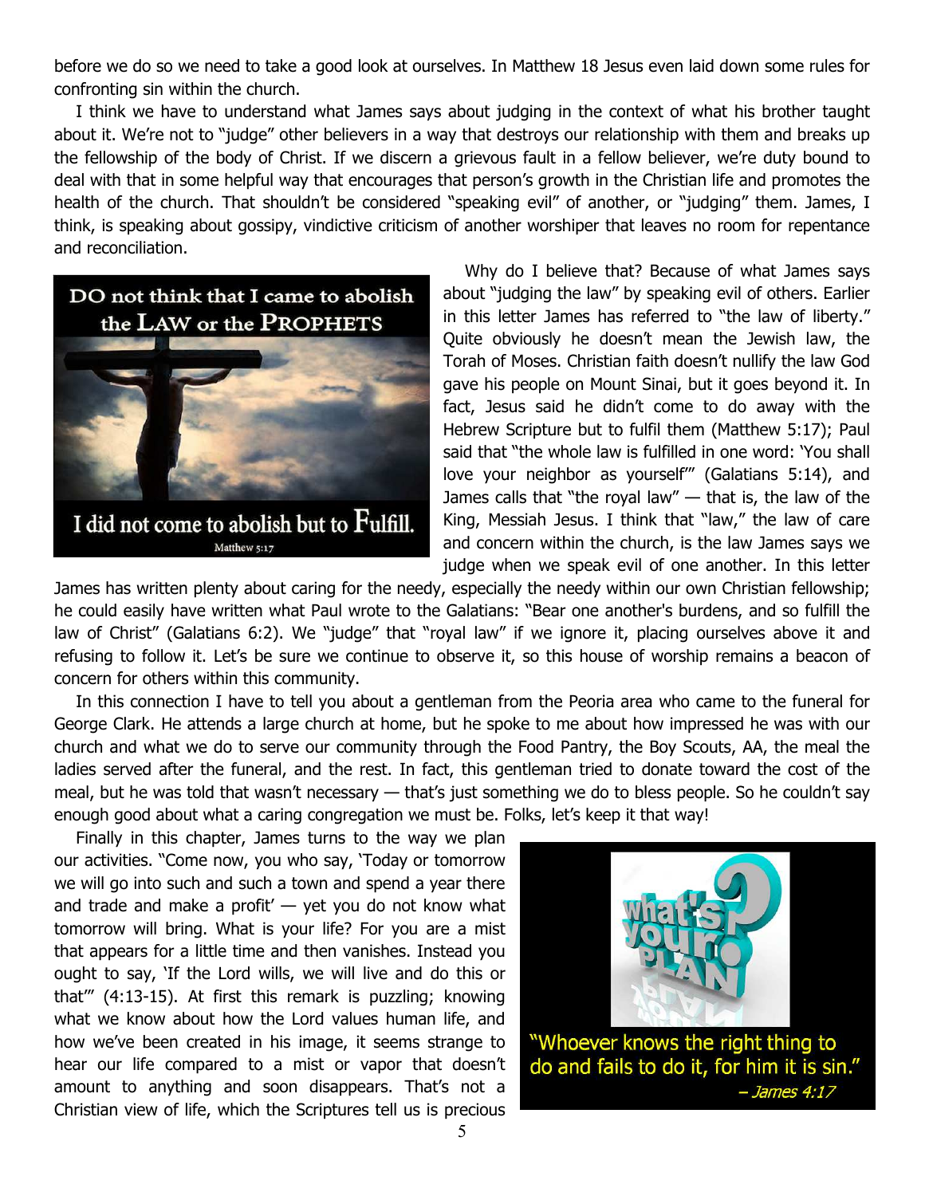before we do so we need to take a good look at ourselves. In Matthew 18 Jesus even laid down some rules for confronting sin within the church.

I think we have to understand what James says about judging in the context of what his brother taught about it. We're not to "judge" other believers in a way that destroys our relationship with them and breaks up the fellowship of the body of Christ. If we discern a grievous fault in a fellow believer, we're duty bound to deal with that in some helpful way that encourages that person's growth in the Christian life and promotes the health of the church. That shouldn't be considered "speaking evil" of another, or "judging" them. James, I think, is speaking about gossipy, vindictive criticism of another worshiper that leaves no room for repentance and reconciliation.

Why do I believe that? Because of what James says about "judging the law" by speaking evil of others. Earlier in this letter James has referred to "the law of liberty." Quite obviously he doesn't mean the Jewish law, the Torah of Moses. Christian faith doesn't nullify the law God gave his people on Mount Sinai, but it goes beyond it. In fact, Jesus said he didn't come to do away with the Hebrew Scripture but to fulfil them (Matthew 5:17); Paul said that "the whole law is fulfilled in one word: 'You shall love your neighbor as yourself'" (Galatians 5:14), and James calls that "the royal law" — that is, the law of the King, Messiah Jesus. I think that "law," the law of care and concern within the church, is the law James says we judge when we speak evil of one another. In this letter James has written plenty about caring for the needy, especially the needy within our own Christian fellowship; he could easily have written what Paul wrote to the Galatians: "Bear one another's burdens, and so fulfill the law of Christ" (Galatians 6:2). We "judge" that "royal law" if we ignore it, placing ourselves above it and refusing to follow it. Let's be sure we continue to observe it, so this house of worship remains a beacon of concern for others within this community.

In this connection I have to tell you about a gentleman from the Peoria area who came to the funeral for George Clark. He attends a large church at home, but he spoke to me about how impressed he was with our church and what we do to serve our community through the Food Pantry, the Boy Scouts, AA, the meal the ladies served after the funeral, and the rest. In fact, this gentleman tried to donate toward the cost of the meal, but he was told that wasn't necessary — that's just something we do to bless people. So he couldn't say enough good about what a caring congregation we must be. Folks, let's keep it that way!

Finally in this chapter, James turns to the way we plan our activities. "Come now, you who say, 'Today or tomorrow we will go into such and such a town and spend a year there and trade and make a profit' — yet you do not know what tomorrow will bring. What is your life? For you are a mist that appears for a little time and then vanishes. Instead you ought to say, 'If the Lord wills, we will live and do this or that'" (4:13-15). At first this remark is puzzling; knowing what we know about how the Lord values human life, and how we've been created in his image, it seems strange to hear our life compared to a mist or vapor that doesn't amount to anything and soon disappears. That's not a Christian view of life, which the Scriptures tell us is precious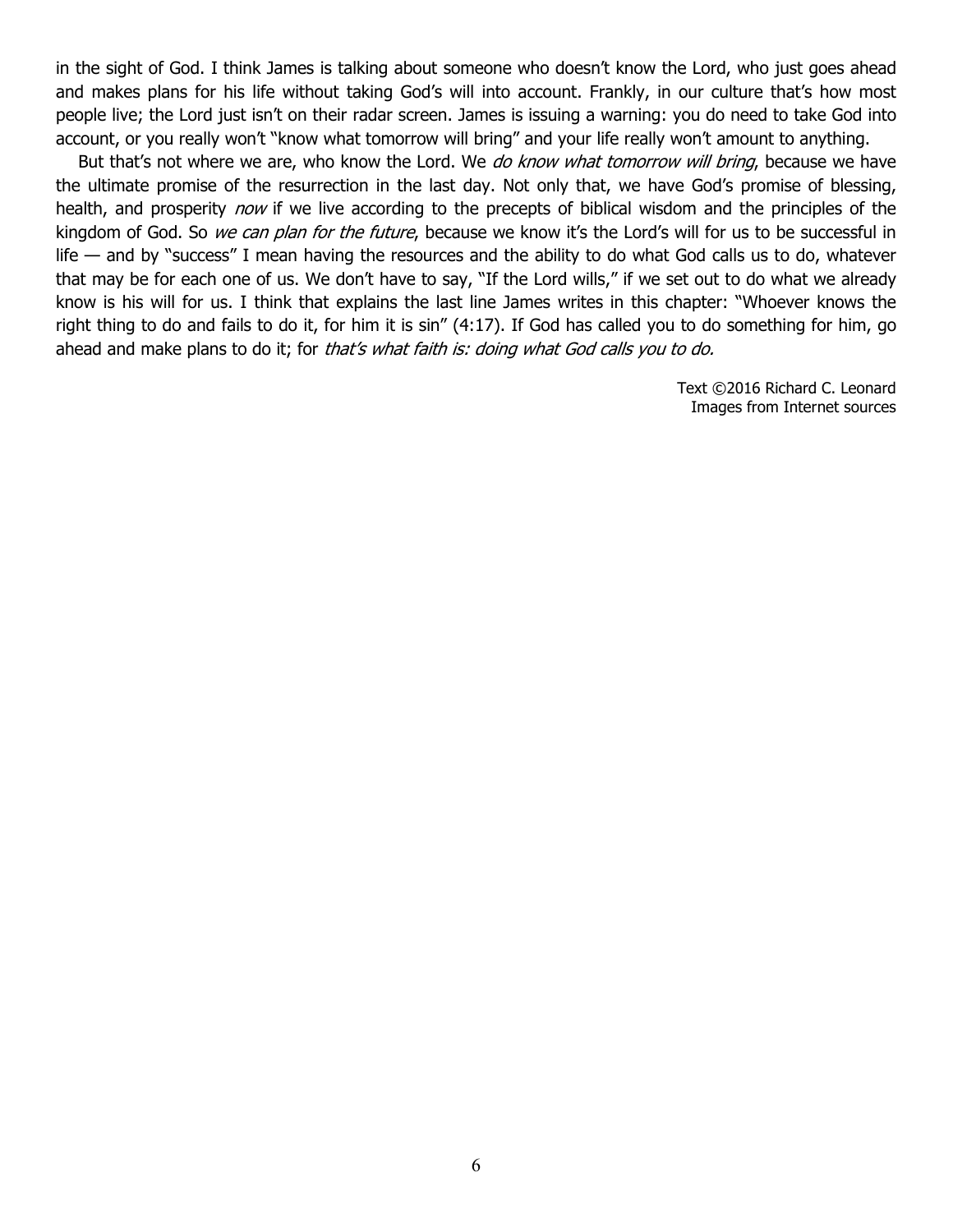in the sight of God. I think James is talking about someone who doesn't know the Lord, who just goes ahead and makes plans for his life without taking God's will into account. Frankly, in our culture that's how most people live; the Lord just isn't on their radar screen. James is issuing a warning: you do need to take God into account, or you really won't "know what tomorrow will bring" and your life really won't amount to anything.

But that's not where we are, who know the Lord. We *do know what tomorrow will bring*, because we have the ultimate promise of the resurrection in the last day. Not only that, we have God's promise of blessing, health, and prosperity *now* if we live according to the precepts of biblical wisdom and the principles of the kingdom of God. So *we can plan for the future*, because we know it's the Lord's will for us to be successful in life — and by "success" I mean having the resources and the ability to do what God calls us to do, whatever that may be for each one of us. We don't have to say, "If the Lord wills," if we set out to do what we already know is his will for us. I think that explains the last line James writes in this chapter: "Whoever knows the right thing to do and fails to do it, for him it is sin" (4:17). If God has called you to do something for him, go ahead and make plans to do it; for *that's what faith is: doing what God calls you to do.*

Text ©2016 Richard C. Leonard
Images from Internet sources